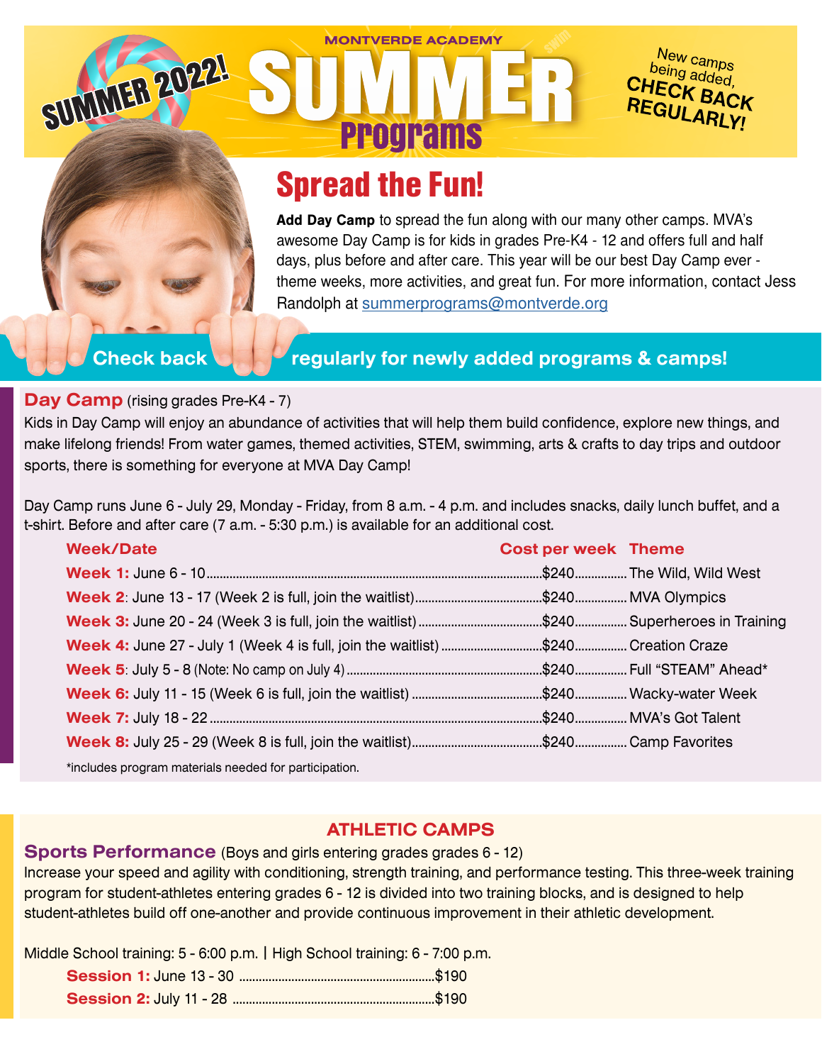SUMMER 2022!

MONTVERDE ACADEMY

# SUMMER Programs

New camps being added, CHECK BACK REGULARLY!

## Spread the Fun!

**Add Day Camp** to spread the fun along with our many other camps. MVA's awesome Day Camp is for kids in grades Pre-K4 - 12 and offers full and half days, plus before and after care. This year will be our best Day Camp ever - theme weeks, more activities, and great fun. For more information, contact Jess Randolph at summerprograms@montverde.org

**Check back regularly for newly added programs & camps!**

### Day Camp (rising grades Pre-K4 - 7)

Kids in Day Camp will enjoy an abundance of activities that will help them build confidence, explore new things, and make lifelong friends! From water games, themed activities, STEM, swimming, arts & crafts to day trips and outdoor sports, there is something for everyone at MVA Day Camp!

Day Camp runs June 6 - July 29, Monday - Friday, from 8 a.m. - 4 p.m. and includes snacks, daily lunch buffet, and a t-shirt. Before and after care (7 a.m. - 5:30 p.m.) is available for an additional cost.

| Week/Date | Cost per week | Theme |
|---|---|---|
| **Week 1:** June 6 - 10 | $240 | The Wild, Wild West |
| **Week 2**: June 13 - 17 (Week 2 is full, join the waitlist) | $240 | MVA Olympics |
| **Week 3:** June 20 - 24 (Week 3 is full, join the waitlist) | $240 | Superheroes in Training |
| **Week 4:** June 27 - July 1 (Week 4 is full, join the waitlist) | $240 | Creation Craze |
| **Week 5**: July 5 - 8 (Note: No camp on July 4) | $240 | Full "STEAM" Ahead* |
| **Week 6:** July 11 - 15 (Week 6 is full, join the waitlist) | $240 | Wacky-water Week |
| **Week 7:** July 18 - 22 | $240 | MVA's Got Talent |
| **Week 8:** July 25 - 29 (Week 8 is full, join the waitlist) | $240 | Camp Favorites |

*includes program materials needed for participation.

## ATHLETIC CAMPS

### Sports Performance (Boys and girls entering grades grades 6 - 12)

Increase your speed and agility with conditioning, strength training, and performance testing. This three-week training program for student-athletes entering grades 6 - 12 is divided into two training blocks, and is designed to help student-athletes build off one-another and provide continuous improvement in their athletic development.

Middle School training: 5 - 6:00 p.m. | High School training: 6 - 7:00 p.m.

| Session | Cost |
|---|---|
| **Session 1:** June 13 - 30 | $190 |
| **Session 2:** July 11 - 28 | $190 |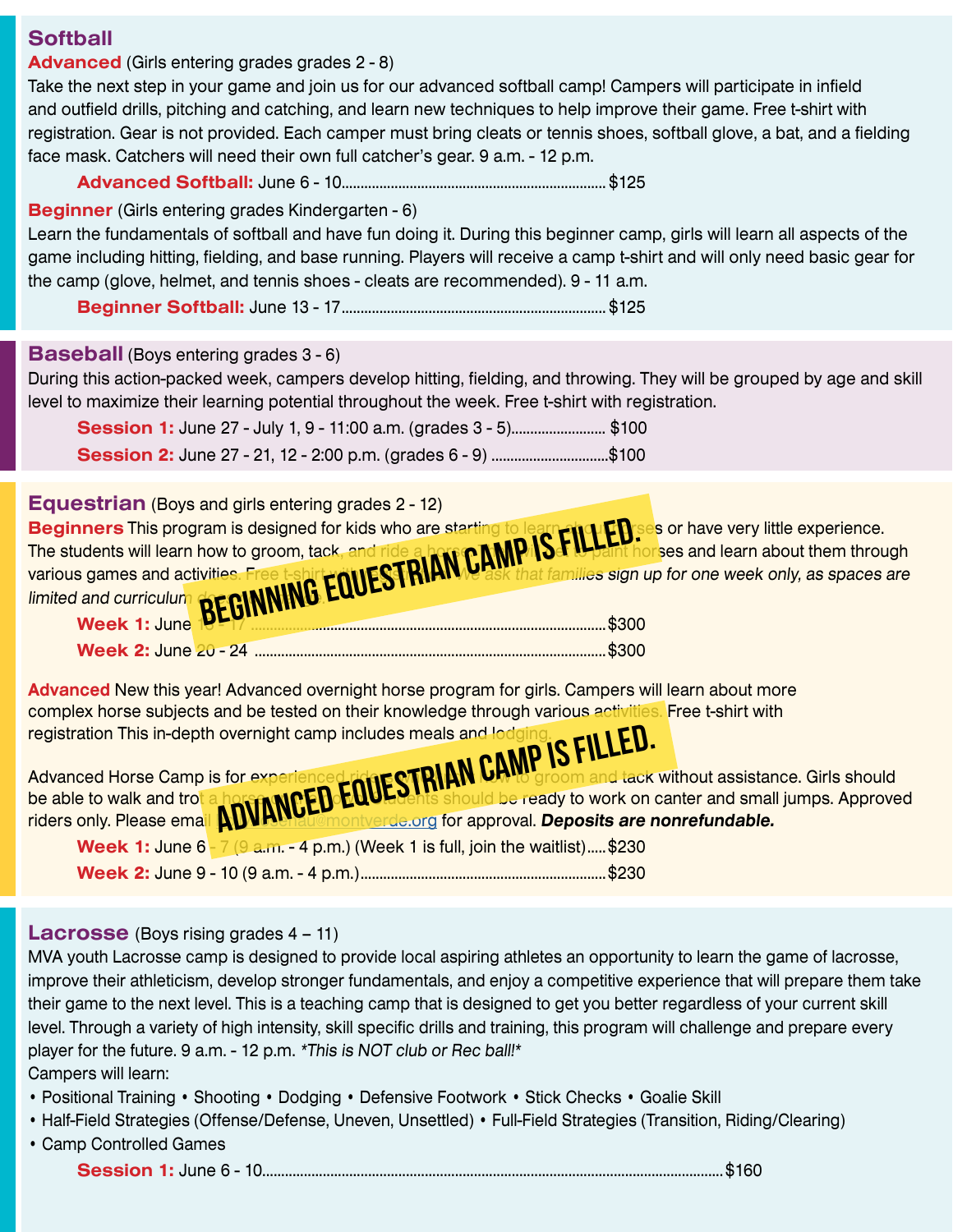## Softball

**Advanced** (Girls entering grades grades 2 - 8)

Take the next step in your game and join us for our advanced softball camp! Campers will participate in infield and outfield drills, pitching and catching, and learn new techniques to help improve their game. Free t-shirt with registration. Gear is not provided. Each camper must bring cleats or tennis shoes, softball glove, a bat, and a fielding face mask. Catchers will need their own full catcher's gear. 9 a.m. - 12 p.m.

**Advanced Softball:** June 6 - 10.................................................................... $125

**Beginner** (Girls entering grades Kindergarten - 6)

Learn the fundamentals of softball and have fun doing it. During this beginner camp, girls will learn all aspects of the game including hitting, fielding, and base running. Players will receive a camp t-shirt and will only need basic gear for the camp (glove, helmet, and tennis shoes - cleats are recommended). 9 - 11 a.m.

**Beginner Softball:** June 13 - 17.................................................................... $125

## Baseball (Boys entering grades 3 - 6)

During this action-packed week, campers develop hitting, fielding, and throwing. They will be grouped by age and skill level to maximize their learning potential throughout the week. Free t-shirt with registration.

**Session 1:** June 27 - July 1, 9 - 11:00 a.m. (grades 3 - 5)........................ $100

**Session 2:** June 27 - 21, 12 - 2:00 p.m. (grades 6 - 9) ..............................$100

## Equestrian (Boys and girls entering grades 2 - 12)

**BEGINNING EQUESTRIAN CAMP IS FILLED.**

**Beginners** This program is designed for kids who are starting to learn about horses or have very little experience. The students will learn how to groom, tack, and ride a horse... to paint horses and learn about them through various games and activities. Free t-shirt with ... *We ask that families sign up for one week only, as spaces are limited and curriculum do...*

**Week 1:** June 13 - 17 ........................................................................................$300

**Week 2:** June 20 - 24 ........................................................................................$300

**ADVANCED EQUESTRIAN CAMP IS FILLED.**

**Advanced** New this year! Advanced overnight horse program for girls. Campers will learn about more complex horse subjects and be tested on their knowledge through various activities. Free t-shirt with registration This in-depth overnight camp includes meals and lodging.

Advanced Horse Camp is for experienced riders ... how to groom and tack without assistance. Girls should be able to walk and trot a horse ... students should be ready to work on canter and small jumps. Approved riders only. Please email ...@montverde.org for approval. ***Deposits are nonrefundable.***

**Week 1:** June 6 - 7 (9 a.m. - 4 p.m.) (Week 1 is full, join the waitlist).....$230

**Week 2:** June 9 - 10 (9 a.m. - 4 p.m.)..............................................................$230

## Lacrosse (Boys rising grades 4 – 11)

MVA youth Lacrosse camp is designed to provide local aspiring athletes an opportunity to learn the game of lacrosse, improve their athleticism, develop stronger fundamentals, and enjoy a competitive experience that will prepare them take their game to the next level. This is a teaching camp that is designed to get you better regardless of your current skill level. Through a variety of high intensity, skill specific drills and training, this program will challenge and prepare every player for the future. 9 a.m. - 12 p.m. *\*This is NOT club or Rec ball!\**

Campers will learn:

- Positional Training • Shooting • Dodging • Defensive Footwork • Stick Checks • Goalie Skill
- Half-Field Strategies (Offense/Defense, Uneven, Unsettled) • Full-Field Strategies (Transition, Riding/Clearing)
- Camp Controlled Games

**Session 1:** June 6 - 10.........................................................................................................$160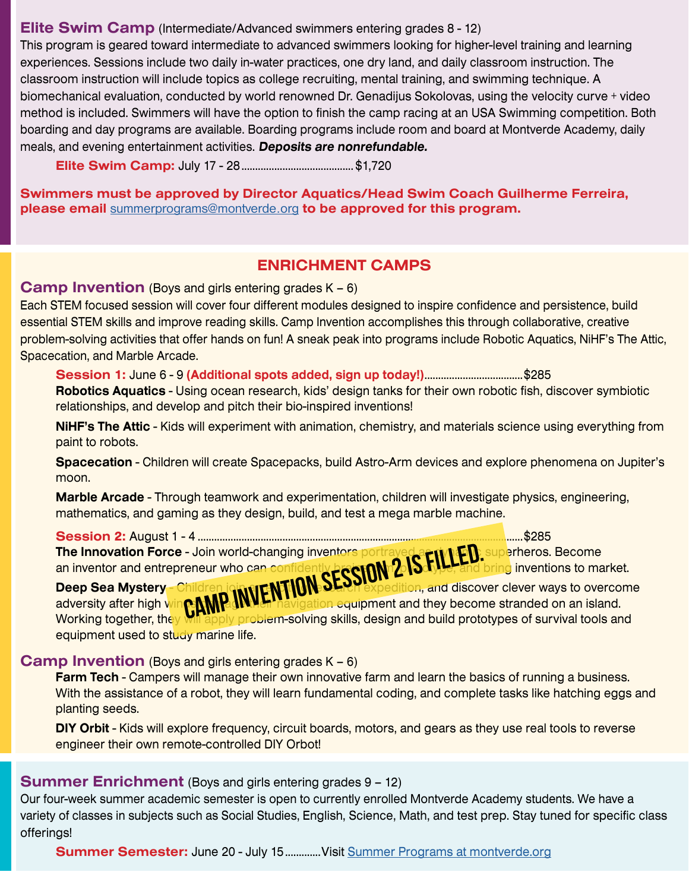## Elite Swim Camp (Intermediate/Advanced swimmers entering grades 8 - 12)

This program is geared toward intermediate to advanced swimmers looking for higher-level training and learning experiences. Sessions include two daily in-water practices, one dry land, and daily classroom instruction. The classroom instruction will include topics as college recruiting, mental training, and swimming technique. A biomechanical evaluation, conducted by world renowned Dr. Genadijus Sokolovas, using the velocity curve + video method is included. Swimmers will have the option to finish the camp racing at an USA Swimming competition. Both boarding and day programs are available. Boarding programs include room and board at Montverde Academy, daily meals, and evening entertainment activities. ***Deposits are nonrefundable.***

**Elite Swim Camp:** July 17 - 28........................................$1,720

**Swimmers must be approved by Director Aquatics/Head Swim Coach Guilherme Ferreira, please email summerprograms@montverde.org to be approved for this program.**

# ENRICHMENT CAMPS

## Camp Invention (Boys and girls entering grades K – 6)

Each STEM focused session will cover four different modules designed to inspire confidence and persistence, build essential STEM skills and improve reading skills. Camp Invention accomplishes this through collaborative, creative problem-solving activities that offer hands on fun! A sneak peak into programs include Robotic Aquatics, NiHF's The Attic, Spacecation, and Marble Arcade.

**Session 1:** June 6 - 9 **(Additional spots added, sign up today!)**...................................$285

**Robotics Aquatics** - Using ocean research, kids' design tanks for their own robotic fish, discover symbiotic relationships, and develop and pitch their bio-inspired inventions!

**NiHF's The Attic** - Kids will experiment with animation, chemistry, and materials science using everything from paint to robots.

**Spacecation** - Children will create Spacepacks, build Astro-Arm devices and explore phenomena on Jupiter's moon.

**Marble Arcade** - Through teamwork and experimentation, children will investigate physics, engineering, mathematics, and gaming as they design, build, and test a mega marble machine.

**Session 2:** August 1 - 4 ..........................................................................................................$285

CAMP INVENTION SESSION 2 IS FILLED.

**The Innovation Force** - Join world-changing inventors portrayed as ... superheros. Become an inventor and entrepreneur who can confidently brain... prototype, and bring inventions to market.

**Deep Sea Mystery** - Children join ... research expedition, and discover clever ways to overcome adversity after high win... their navigation equipment and they become stranded on an island. Working together, they will apply problem-solving skills, design and build prototypes of survival tools and equipment used to study marine life.

## Camp Invention (Boys and girls entering grades K – 6)

**Farm Tech** - Campers will manage their own innovative farm and learn the basics of running a business. With the assistance of a robot, they will learn fundamental coding, and complete tasks like hatching eggs and planting seeds.

**DIY Orbit** - Kids will explore frequency, circuit boards, motors, and gears as they use real tools to reverse engineer their own remote-controlled DIY Orbot!

## Summer Enrichment (Boys and girls entering grades 9 – 12)

Our four-week summer academic semester is open to currently enrolled Montverde Academy students. We have a variety of classes in subjects such as Social Studies, English, Science, Math, and test prep. Stay tuned for specific class offerings!

**Summer Semester:** June 20 - July 15.............Visit Summer Programs at montverde.org